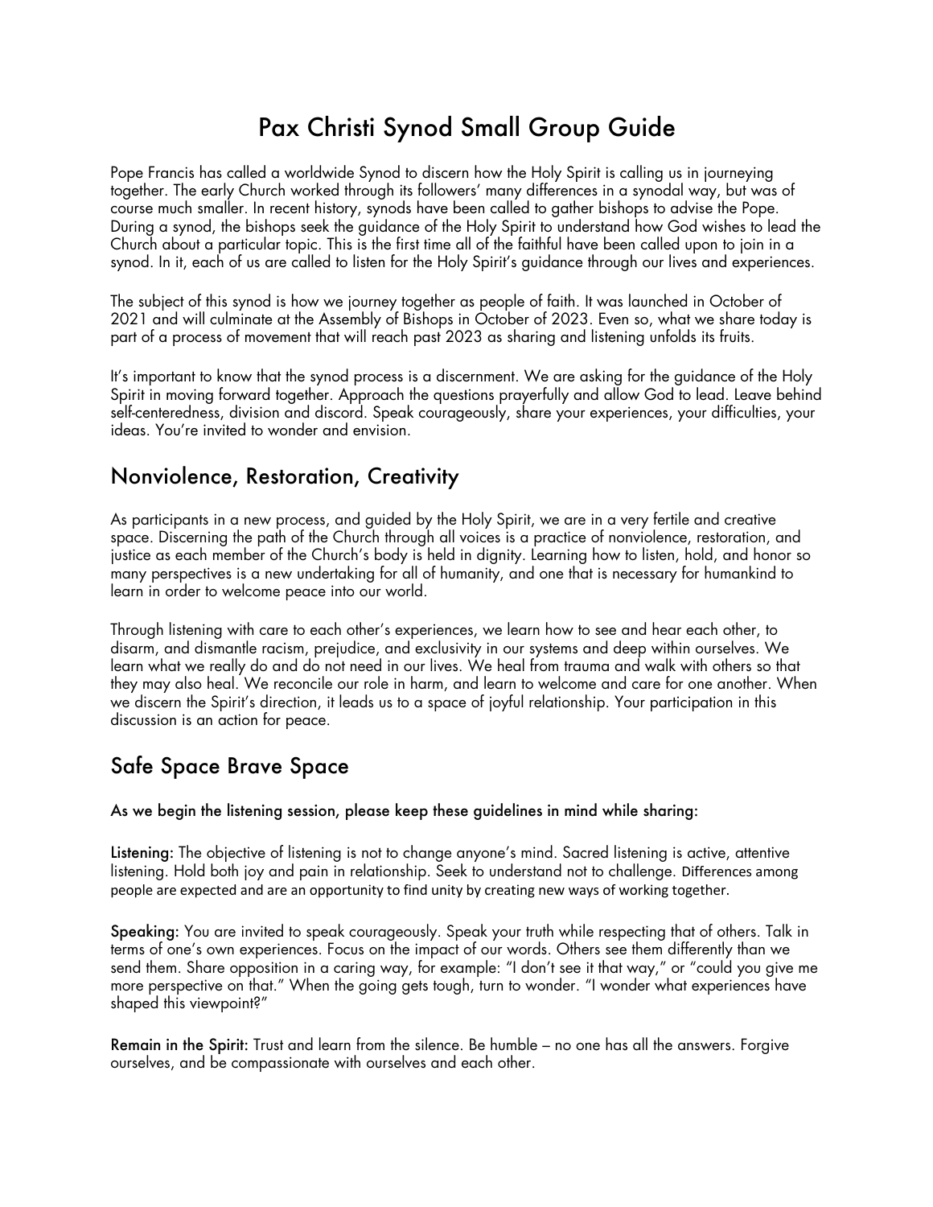# Pax Christi Synod Small Group Guide

Pope Francis has called a worldwide Synod to discern how the Holy Spirit is calling us in journeying together. The early Church worked through its followers' many differences in a synodal way, but was of course much smaller. In recent history, synods have been called to gather bishops to advise the Pope. During a synod, the bishops seek the guidance of the Holy Spirit to understand how God wishes to lead the Church about a particular topic. This is the first time all of the faithful have been called upon to join in a synod. In it, each of us are called to listen for the Holy Spirit's guidance through our lives and experiences.

The subject of this synod is how we journey together as people of faith. It was launched in October of 2021 and will culminate at the Assembly of Bishops in October of 2023. Even so, what we share today is part of a process of movement that will reach past 2023 as sharing and listening unfolds its fruits.

It's important to know that the synod process is a discernment. We are asking for the guidance of the Holy Spirit in moving forward together. Approach the questions prayerfully and allow God to lead. Leave behind self-centeredness, division and discord. Speak courageously, share your experiences, your difficulties, your ideas. You're invited to wonder and envision.

## Nonviolence, Restoration, Creativity

As participants in a new process, and guided by the Holy Spirit, we are in a very fertile and creative space. Discerning the path of the Church through all voices is a practice of nonviolence, restoration, and justice as each member of the Church's body is held in dignity. Learning how to listen, hold, and honor so many perspectives is a new undertaking for all of humanity, and one that is necessary for humankind to learn in order to welcome peace into our world.

Through listening with care to each other's experiences, we learn how to see and hear each other, to disarm, and dismantle racism, prejudice, and exclusivity in our systems and deep within ourselves. We learn what we really do and do not need in our lives. We heal from trauma and walk with others so that they may also heal. We reconcile our role in harm, and learn to welcome and care for one another. When we discern the Spirit's direction, it leads us to a space of joyful relationship. Your participation in this discussion is an action for peace.

## Safe Space Brave Space

**As we begin the listening session, please keep these guidelines in mind while sharing:**

**Listening:** The objective of listening is not to change anyone's mind. Sacred listening is active, attentive listening. Hold both joy and pain in relationship. Seek to understand not to challenge. Differences among people are expected and are an opportunity to find unity by creating new ways of working together.

**Speaking:** You are invited to speak courageously. Speak your truth while respecting that of others. Talk in terms of one's own experiences. Focus on the impact of our words. Others see them differently than we send them. Share opposition in a caring way, for example: "I don't see it that way," or "could you give me more perspective on that." When the going gets tough, turn to wonder. "I wonder what experiences have shaped this viewpoint?"

**Remain in the Spirit:** Trust and learn from the silence. Be humble – no one has all the answers. Forgive ourselves, and be compassionate with ourselves and each other.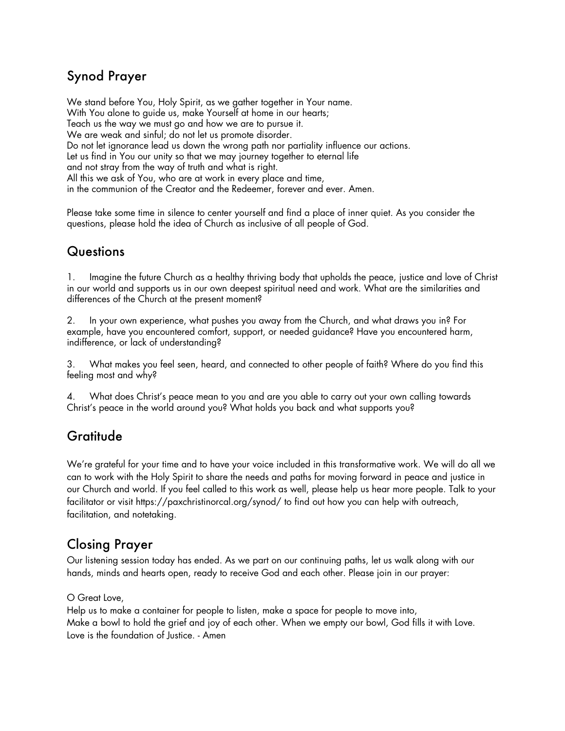## Synod Prayer

We stand before You, Holy Spirit, as we gather together in Your name.
With You alone to guide us, make Yourself at home in our hearts;
Teach us the way we must go and how we are to pursue it.
We are weak and sinful; do not let us promote disorder.
Do not let ignorance lead us down the wrong path nor partiality influence our actions.
Let us find in You our unity so that we may journey together to eternal life
and not stray from the way of truth and what is right.
All this we ask of You, who are at work in every place and time,
in the communion of the Creator and the Redeemer, forever and ever. Amen.

Please take some time in silence to center yourself and find a place of inner quiet. As you consider the questions, please hold the idea of Church as inclusive of all people of God.

## Questions

1. Imagine the future Church as a healthy thriving body that upholds the peace, justice and love of Christ in our world and supports us in our own deepest spiritual need and work. What are the similarities and differences of the Church at the present moment?

2. In your own experience, what pushes you away from the Church, and what draws you in? For example, have you encountered comfort, support, or needed guidance? Have you encountered harm, indifference, or lack of understanding?

3. What makes you feel seen, heard, and connected to other people of faith? Where do you find this feeling most and why?

4. What does Christ's peace mean to you and are you able to carry out your own calling towards Christ's peace in the world around you? What holds you back and what supports you?

## Gratitude

We're grateful for your time and to have your voice included in this transformative work. We will do all we can to work with the Holy Spirit to share the needs and paths for moving forward in peace and justice in our Church and world. If you feel called to this work as well, please help us hear more people. Talk to your facilitator or visit https://paxchristinorcal.org/synod/ to find out how you can help with outreach, facilitation, and notetaking.

## Closing Prayer

Our listening session today has ended. As we part on our continuing paths, let us walk along with our hands, minds and hearts open, ready to receive God and each other. Please join in our prayer:

O Great Love,
Help us to make a container for people to listen, make a space for people to move into,
Make a bowl to hold the grief and joy of each other. When we empty our bowl, God fills it with Love.
Love is the foundation of Justice. - Amen